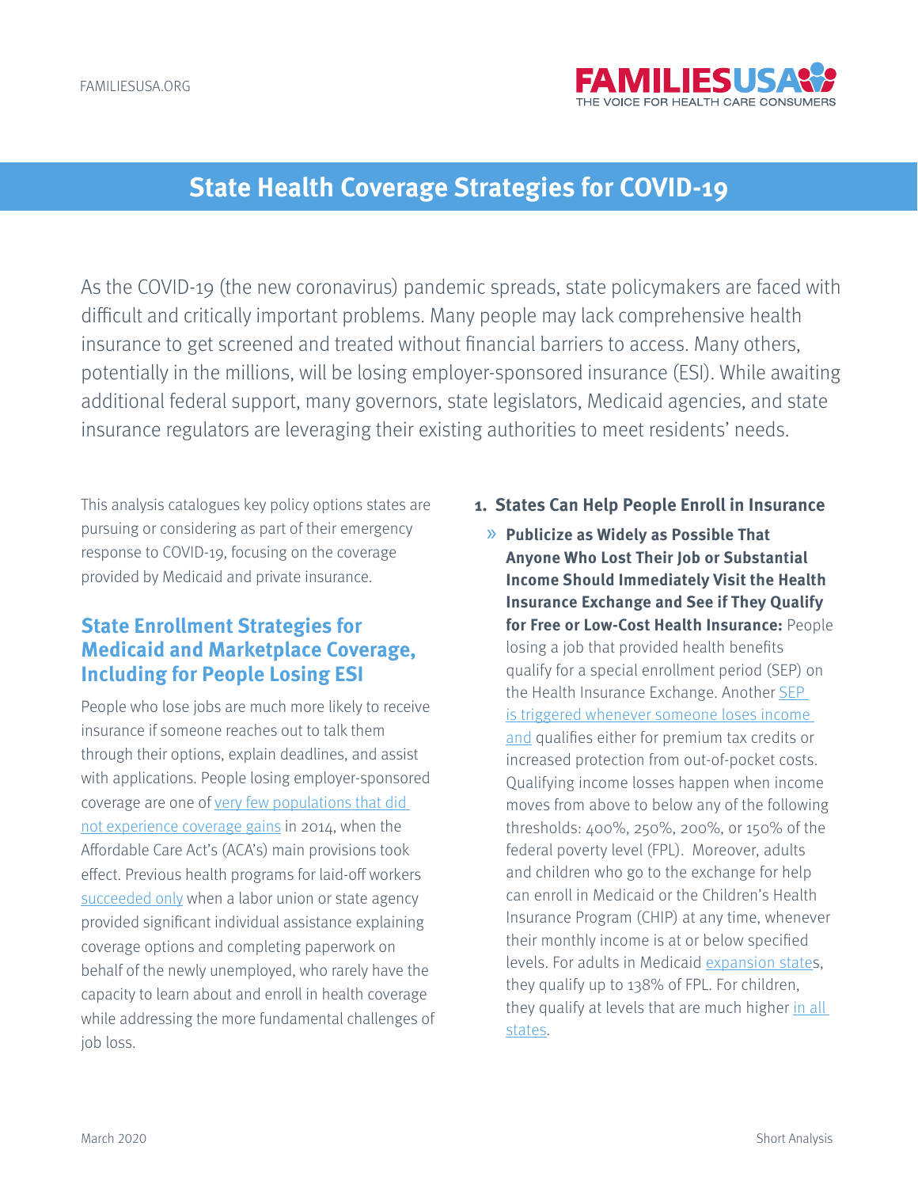# State Health Coverage Strategies for COVID-19

As the COVID-19 (the new coronavirus) pandemic spreads, state policymakers are faced with difficult and critically important problems. Many people may lack comprehensive health insurance to get screened and treated without financial barriers to access. Many others, potentially in the millions, will be losing employer-sponsored insurance (ESI). While awaiting additional federal support, many governors, state legislators, Medicaid agencies, and state insurance regulators are leveraging their existing authorities to meet residents' needs.

This analysis catalogues key policy options states are pursuing or considering as part of their emergency response to COVID-19, focusing on the coverage provided by Medicaid and private insurance.

## State Enrollment Strategies for Medicaid and Marketplace Coverage, Including for People Losing ESI

People who lose jobs are much more likely to receive insurance if someone reaches out to talk them through their options, explain deadlines, and assist with applications. People losing employer-sponsored coverage are one of very few populations that did not experience coverage gains in 2014, when the Affordable Care Act's (ACA's) main provisions took effect. Previous health programs for laid-off workers succeeded only when a labor union or state agency provided significant individual assistance explaining coverage options and completing paperwork on behalf of the newly unemployed, who rarely have the capacity to learn about and enroll in health coverage while addressing the more fundamental challenges of job loss.

### 1. States Can Help People Enroll in Insurance

- **Publicize as Widely as Possible That Anyone Who Lost Their Job or Substantial Income Should Immediately Visit the Health Insurance Exchange and See if They Qualify for Free or Low-Cost Health Insurance:** People losing a job that provided health benefits qualify for a special enrollment period (SEP) on the Health Insurance Exchange. Another SEP is triggered whenever someone loses income and qualifies either for premium tax credits or increased protection from out-of-pocket costs. Qualifying income losses happen when income moves from above to below any of the following thresholds: 400%, 250%, 200%, or 150% of the federal poverty level (FPL). Moreover, adults and children who go to the exchange for help can enroll in Medicaid or the Children's Health Insurance Program (CHIP) at any time, whenever their monthly income is at or below specified levels. For adults in Medicaid expansion states, they qualify up to 138% of FPL. For children, they qualify at levels that are much higher in all states.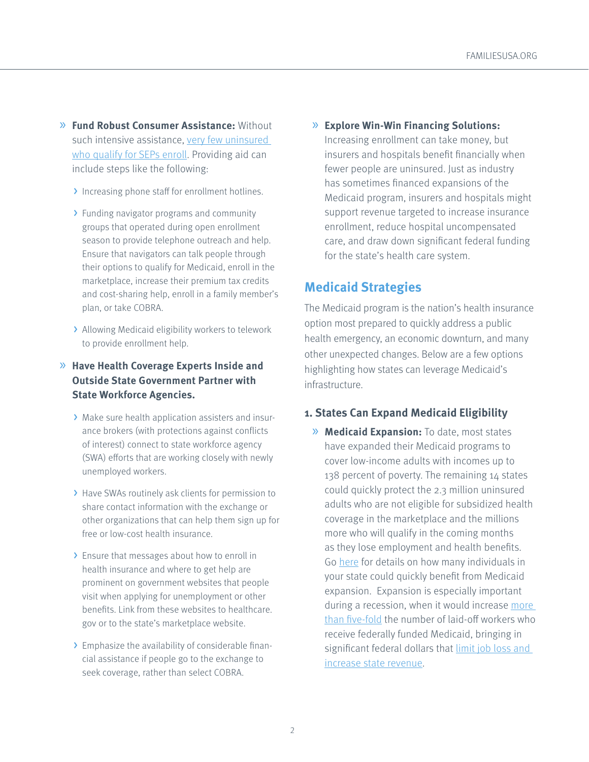- **Fund Robust Consumer Assistance:** Without such intensive assistance, very few uninsured who qualify for SEPs enroll. Providing aid can include steps like the following:
  - Increasing phone staff for enrollment hotlines.
  - Funding navigator programs and community groups that operated during open enrollment season to provide telephone outreach and help. Ensure that navigators can talk people through their options to qualify for Medicaid, enroll in the marketplace, increase their premium tax credits and cost-sharing help, enroll in a family member's plan, or take COBRA.
  - Allowing Medicaid eligibility workers to telework to provide enrollment help.
- **Have Health Coverage Experts Inside and Outside State Government Partner with State Workforce Agencies.**
  - Make sure health application assisters and insurance brokers (with protections against conflicts of interest) connect to state workforce agency (SWA) efforts that are working closely with newly unemployed workers.
  - Have SWAs routinely ask clients for permission to share contact information with the exchange or other organizations that can help them sign up for free or low-cost health insurance.
  - Ensure that messages about how to enroll in health insurance and where to get help are prominent on government websites that people visit when applying for unemployment or other benefits. Link from these websites to healthcare.gov or to the state's marketplace website.
  - Emphasize the availability of considerable financial assistance if people go to the exchange to seek coverage, rather than select COBRA.
- **Explore Win-Win Financing Solutions:** Increasing enrollment can take money, but insurers and hospitals benefit financially when fewer people are uninsured. Just as industry has sometimes financed expansions of the Medicaid program, insurers and hospitals might support revenue targeted to increase insurance enrollment, reduce hospital uncompensated care, and draw down significant federal funding for the state's health care system.

## Medicaid Strategies

The Medicaid program is the nation's health insurance option most prepared to quickly address a public health emergency, an economic downturn, and many other unexpected changes. Below are a few options highlighting how states can leverage Medicaid's infrastructure.

### 1. States Can Expand Medicaid Eligibility

- **Medicaid Expansion:** To date, most states have expanded their Medicaid programs to cover low-income adults with incomes up to 138 percent of poverty. The remaining 14 states could quickly protect the 2.3 million uninsured adults who are not eligible for subsidized health coverage in the marketplace and the millions more who will qualify in the coming months as they lose employment and health benefits. Go here for details on how many individuals in your state could quickly benefit from Medicaid expansion. Expansion is especially important during a recession, when it would increase more than five-fold the number of laid-off workers who receive federally funded Medicaid, bringing in significant federal dollars that limit job loss and increase state revenue.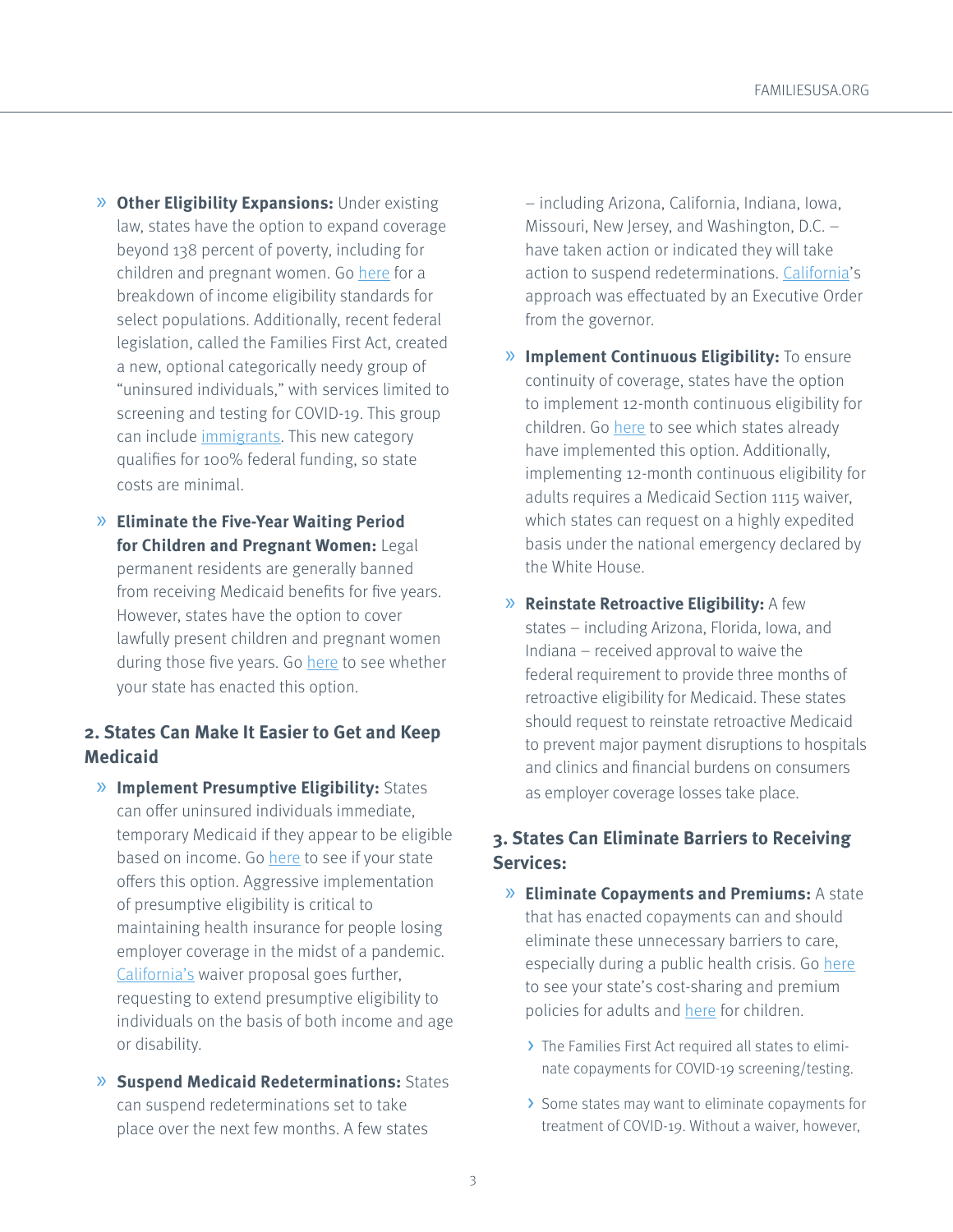- **Other Eligibility Expansions:** Under existing law, states have the option to expand coverage beyond 138 percent of poverty, including for children and pregnant women. Go here for a breakdown of income eligibility standards for select populations. Additionally, recent federal legislation, called the Families First Act, created a new, optional categorically needy group of "uninsured individuals," with services limited to screening and testing for COVID-19. This group can include immigrants. This new category qualifies for 100% federal funding, so state costs are minimal.

- **Eliminate the Five-Year Waiting Period for Children and Pregnant Women:** Legal permanent residents are generally banned from receiving Medicaid benefits for five years. However, states have the option to cover lawfully present children and pregnant women during those five years. Go here to see whether your state has enacted this option.

## 2. States Can Make It Easier to Get and Keep Medicaid

- **Implement Presumptive Eligibility:** States can offer uninsured individuals immediate, temporary Medicaid if they appear to be eligible based on income. Go here to see if your state offers this option. Aggressive implementation of presumptive eligibility is critical to maintaining health insurance for people losing employer coverage in the midst of a pandemic. California's waiver proposal goes further, requesting to extend presumptive eligibility to individuals on the basis of both income and age or disability.

- **Suspend Medicaid Redeterminations:** States can suspend redeterminations set to take place over the next few months. A few states – including Arizona, California, Indiana, Iowa, Missouri, New Jersey, and Washington, D.C. – have taken action or indicated they will take action to suspend redeterminations. California's approach was effectuated by an Executive Order from the governor.

- **Implement Continuous Eligibility:** To ensure continuity of coverage, states have the option to implement 12-month continuous eligibility for children. Go here to see which states already have implemented this option. Additionally, implementing 12-month continuous eligibility for adults requires a Medicaid Section 1115 waiver, which states can request on a highly expedited basis under the national emergency declared by the White House.

- **Reinstate Retroactive Eligibility:** A few states – including Arizona, Florida, Iowa, and Indiana – received approval to waive the federal requirement to provide three months of retroactive eligibility for Medicaid. These states should request to reinstate retroactive Medicaid to prevent major payment disruptions to hospitals and clinics and financial burdens on consumers as employer coverage losses take place.

## 3. States Can Eliminate Barriers to Receiving Services:

- **Eliminate Copayments and Premiums:** A state that has enacted copayments can and should eliminate these unnecessary barriers to care, especially during a public health crisis. Go here to see your state's cost-sharing and premium policies for adults and here for children.
  - The Families First Act required all states to eliminate copayments for COVID-19 screening/testing.
  - Some states may want to eliminate copayments for treatment of COVID-19. Without a waiver, however,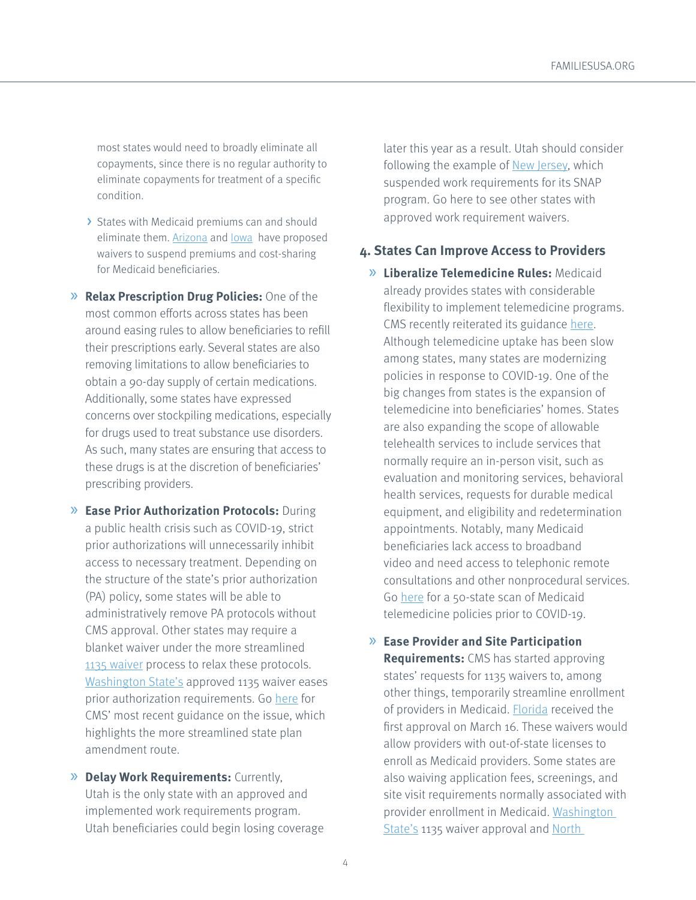most states would need to broadly eliminate all copayments, since there is no regular authority to eliminate copayments for treatment of a specific condition.

- States with Medicaid premiums can and should eliminate them. Arizona and Iowa have proposed waivers to suspend premiums and cost-sharing for Medicaid beneficiaries.

- **Relax Prescription Drug Policies:** One of the most common efforts across states has been around easing rules to allow beneficiaries to refill their prescriptions early. Several states are also removing limitations to allow beneficiaries to obtain a 90-day supply of certain medications. Additionally, some states have expressed concerns over stockpiling medications, especially for drugs used to treat substance use disorders. As such, many states are ensuring that access to these drugs is at the discretion of beneficiaries' prescribing providers.

- **Ease Prior Authorization Protocols:** During a public health crisis such as COVID-19, strict prior authorizations will unnecessarily inhibit access to necessary treatment. Depending on the structure of the state's prior authorization (PA) policy, some states will be able to administratively remove PA protocols without CMS approval. Other states may require a blanket waiver under the more streamlined 1135 waiver process to relax these protocols. Washington State's approved 1135 waiver eases prior authorization requirements. Go here for CMS' most recent guidance on the issue, which highlights the more streamlined state plan amendment route.

- **Delay Work Requirements:** Currently, Utah is the only state with an approved and implemented work requirements program. Utah beneficiaries could begin losing coverage later this year as a result. Utah should consider following the example of New Jersey, which suspended work requirements for its SNAP program. Go here to see other states with approved work requirement waivers.

## 4. States Can Improve Access to Providers

- **Liberalize Telemedicine Rules:** Medicaid already provides states with considerable flexibility to implement telemedicine programs. CMS recently reiterated its guidance here. Although telemedicine uptake has been slow among states, many states are modernizing policies in response to COVID-19. One of the big changes from states is the expansion of telemedicine into beneficiaries' homes. States are also expanding the scope of allowable telehealth services to include services that normally require an in-person visit, such as evaluation and monitoring services, behavioral health services, requests for durable medical equipment, and eligibility and redetermination appointments. Notably, many Medicaid beneficiaries lack access to broadband video and need access to telephonic remote consultations and other nonprocedural services. Go here for a 50-state scan of Medicaid telemedicine policies prior to COVID-19.

- **Ease Provider and Site Participation Requirements:** CMS has started approving states' requests for 1135 waivers to, among other things, temporarily streamline enrollment of providers in Medicaid. Florida received the first approval on March 16. These waivers would allow providers with out-of-state licenses to enroll as Medicaid providers. Some states are also waiving application fees, screenings, and site visit requirements normally associated with provider enrollment in Medicaid. Washington State's 1135 waiver approval and North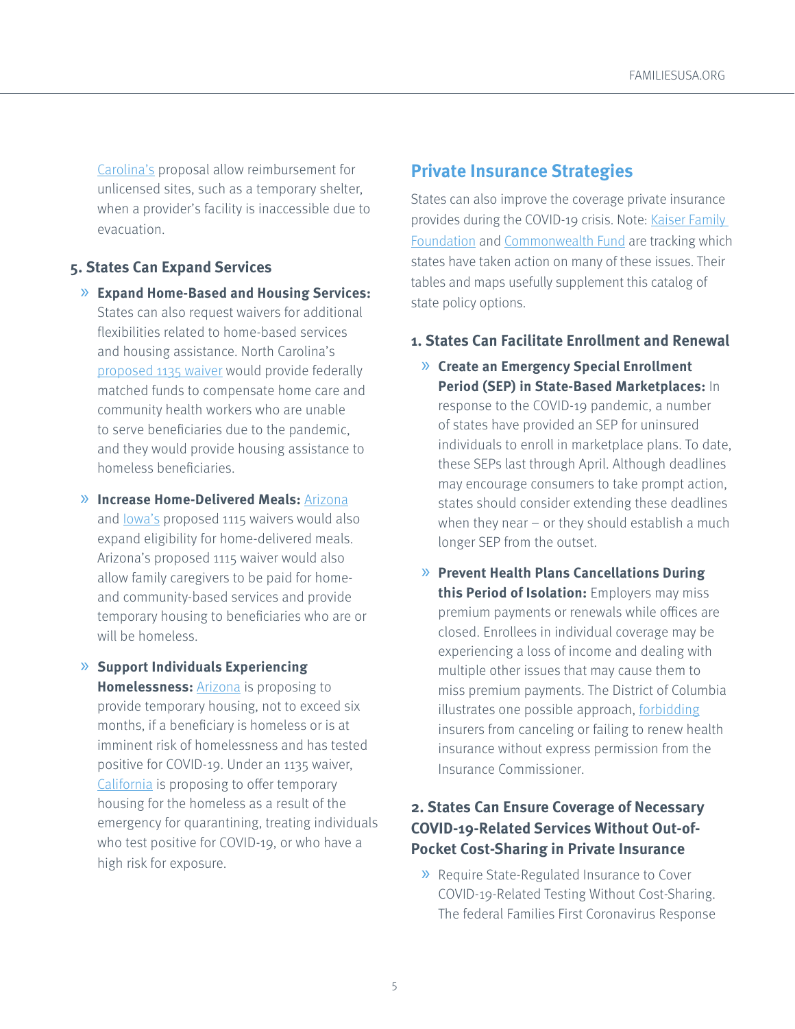Carolina's proposal allow reimbursement for unlicensed sites, such as a temporary shelter, when a provider's facility is inaccessible due to evacuation.

### 5. States Can Expand Services

- **Expand Home-Based and Housing Services:** States can also request waivers for additional flexibilities related to home-based services and housing assistance. North Carolina's proposed 1135 waiver would provide federally matched funds to compensate home care and community health workers who are unable to serve beneficiaries due to the pandemic, and they would provide housing assistance to homeless beneficiaries.

- **Increase Home-Delivered Meals:** Arizona and Iowa's proposed 1115 waivers would also expand eligibility for home-delivered meals. Arizona's proposed 1115 waiver would also allow family caregivers to be paid for home- and community-based services and provide temporary housing to beneficiaries who are or will be homeless.

- **Support Individuals Experiencing Homelessness:** Arizona is proposing to provide temporary housing, not to exceed six months, if a beneficiary is homeless or is at imminent risk of homelessness and has tested positive for COVID-19. Under an 1135 waiver, California is proposing to offer temporary housing for the homeless as a result of the emergency for quarantining, treating individuals who test positive for COVID-19, or who have a high risk for exposure.

## Private Insurance Strategies

States can also improve the coverage private insurance provides during the COVID-19 crisis. Note: Kaiser Family Foundation and Commonwealth Fund are tracking which states have taken action on many of these issues. Their tables and maps usefully supplement this catalog of state policy options.

### 1. States Can Facilitate Enrollment and Renewal

- **Create an Emergency Special Enrollment Period (SEP) in State-Based Marketplaces:** In response to the COVID-19 pandemic, a number of states have provided an SEP for uninsured individuals to enroll in marketplace plans. To date, these SEPs last through April. Although deadlines may encourage consumers to take prompt action, states should consider extending these deadlines when they near – or they should establish a much longer SEP from the outset.

- **Prevent Health Plans Cancellations During this Period of Isolation:** Employers may miss premium payments or renewals while offices are closed. Enrollees in individual coverage may be experiencing a loss of income and dealing with multiple other issues that may cause them to miss premium payments. The District of Columbia illustrates one possible approach, forbidding insurers from canceling or failing to renew health insurance without express permission from the Insurance Commissioner.

### 2. States Can Ensure Coverage of Necessary COVID-19-Related Services Without Out-of-Pocket Cost-Sharing in Private Insurance

- Require State-Regulated Insurance to Cover COVID-19-Related Testing Without Cost-Sharing. The federal Families First Coronavirus Response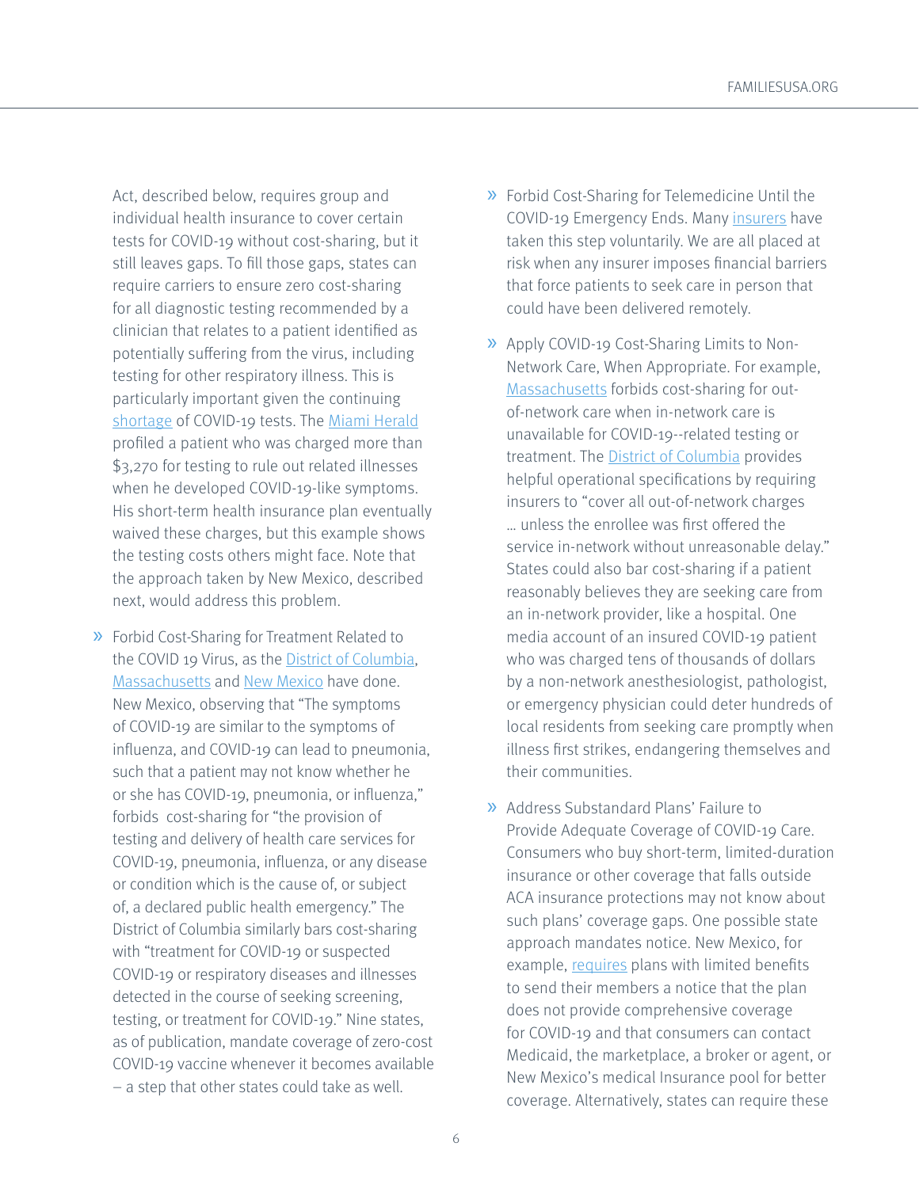Act, described below, requires group and individual health insurance to cover certain tests for COVID-19 without cost-sharing, but it still leaves gaps. To fill those gaps, states can require carriers to ensure zero cost-sharing for all diagnostic testing recommended by a clinician that relates to a patient identified as potentially suffering from the virus, including testing for other respiratory illness. This is particularly important given the continuing shortage of COVID-19 tests. The Miami Herald profiled a patient who was charged more than $3,270 for testing to rule out related illnesses when he developed COVID-19-like symptoms. His short-term health insurance plan eventually waived these charges, but this example shows the testing costs others might face. Note that the approach taken by New Mexico, described next, would address this problem.

- Forbid Cost-Sharing for Treatment Related to the COVID 19 Virus, as the District of Columbia, Massachusetts and New Mexico have done. New Mexico, observing that "The symptoms of COVID-19 are similar to the symptoms of influenza, and COVID-19 can lead to pneumonia, such that a patient may not know whether he or she has COVID-19, pneumonia, or influenza," forbids cost-sharing for "the provision of testing and delivery of health care services for COVID-19, pneumonia, influenza, or any disease or condition which is the cause of, or subject of, a declared public health emergency." The District of Columbia similarly bars cost-sharing with "treatment for COVID-19 or suspected COVID-19 or respiratory diseases and illnesses detected in the course of seeking screening, testing, or treatment for COVID-19." Nine states, as of publication, mandate coverage of zero-cost COVID-19 vaccine whenever it becomes available – a step that other states could take as well.

- Forbid Cost-Sharing for Telemedicine Until the COVID-19 Emergency Ends. Many insurers have taken this step voluntarily. We are all placed at risk when any insurer imposes financial barriers that force patients to seek care in person that could have been delivered remotely.

- Apply COVID-19 Cost-Sharing Limits to Non-Network Care, When Appropriate. For example, Massachusetts forbids cost-sharing for out-of-network care when in-network care is unavailable for COVID-19--related testing or treatment. The District of Columbia provides helpful operational specifications by requiring insurers to "cover all out-of-network charges … unless the enrollee was first offered the service in-network without unreasonable delay." States could also bar cost-sharing if a patient reasonably believes they are seeking care from an in-network provider, like a hospital. One media account of an insured COVID-19 patient who was charged tens of thousands of dollars by a non-network anesthesiologist, pathologist, or emergency physician could deter hundreds of local residents from seeking care promptly when illness first strikes, endangering themselves and their communities.

- Address Substandard Plans' Failure to Provide Adequate Coverage of COVID-19 Care. Consumers who buy short-term, limited-duration insurance or other coverage that falls outside ACA insurance protections may not know about such plans' coverage gaps. One possible state approach mandates notice. New Mexico, for example, requires plans with limited benefits to send their members a notice that the plan does not provide comprehensive coverage for COVID-19 and that consumers can contact Medicaid, the marketplace, a broker or agent, or New Mexico's medical Insurance pool for better coverage. Alternatively, states can require these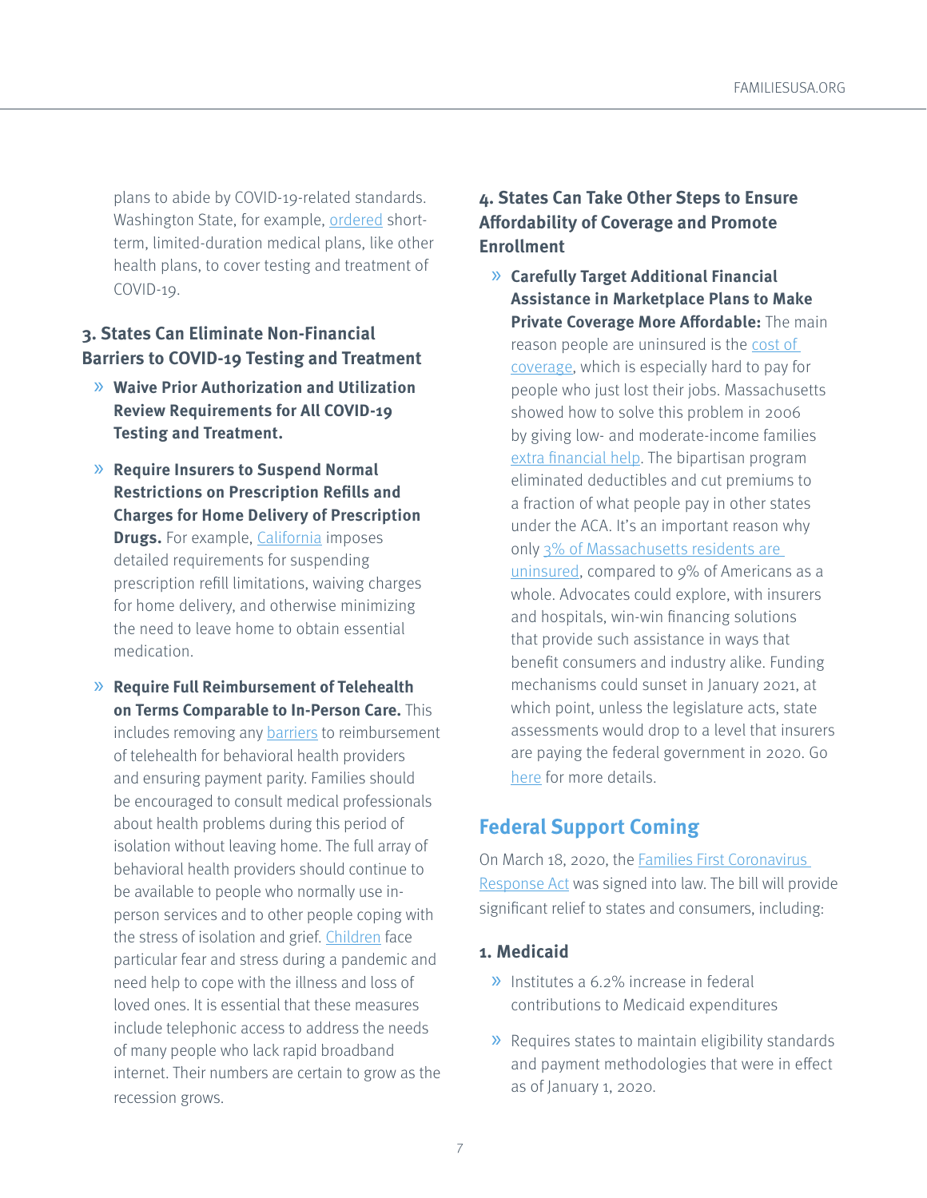plans to abide by COVID-19-related standards. Washington State, for example, ordered short-term, limited-duration medical plans, like other health plans, to cover testing and treatment of COVID-19.

### 3. States Can Eliminate Non-Financial Barriers to COVID-19 Testing and Treatment

- **Waive Prior Authorization and Utilization Review Requirements for All COVID-19 Testing and Treatment.**
- **Require Insurers to Suspend Normal Restrictions on Prescription Refills and Charges for Home Delivery of Prescription Drugs.** For example, California imposes detailed requirements for suspending prescription refill limitations, waiving charges for home delivery, and otherwise minimizing the need to leave home to obtain essential medication.
- **Require Full Reimbursement of Telehealth on Terms Comparable to In-Person Care.** This includes removing any barriers to reimbursement of telehealth for behavioral health providers and ensuring payment parity. Families should be encouraged to consult medical professionals about health problems during this period of isolation without leaving home. The full array of behavioral health providers should continue to be available to people who normally use in-person services and to other people coping with the stress of isolation and grief. Children face particular fear and stress during a pandemic and need help to cope with the illness and loss of loved ones. It is essential that these measures include telephonic access to address the needs of many people who lack rapid broadband internet. Their numbers are certain to grow as the recession grows.

### 4. States Can Take Other Steps to Ensure Affordability of Coverage and Promote Enrollment

- **Carefully Target Additional Financial Assistance in Marketplace Plans to Make Private Coverage More Affordable:** The main reason people are uninsured is the cost of coverage, which is especially hard to pay for people who just lost their jobs. Massachusetts showed how to solve this problem in 2006 by giving low- and moderate-income families extra financial help. The bipartisan program eliminated deductibles and cut premiums to a fraction of what people pay in other states under the ACA. It's an important reason why only 3% of Massachusetts residents are uninsured, compared to 9% of Americans as a whole. Advocates could explore, with insurers and hospitals, win-win financing solutions that provide such assistance in ways that benefit consumers and industry alike. Funding mechanisms could sunset in January 2021, at which point, unless the legislature acts, state assessments would drop to a level that insurers are paying the federal government in 2020. Go here for more details.

## Federal Support Coming

On March 18, 2020, the Families First Coronavirus Response Act was signed into law. The bill will provide significant relief to states and consumers, including:

### 1. Medicaid

- Institutes a 6.2% increase in federal contributions to Medicaid expenditures
- Requires states to maintain eligibility standards and payment methodologies that were in effect as of January 1, 2020.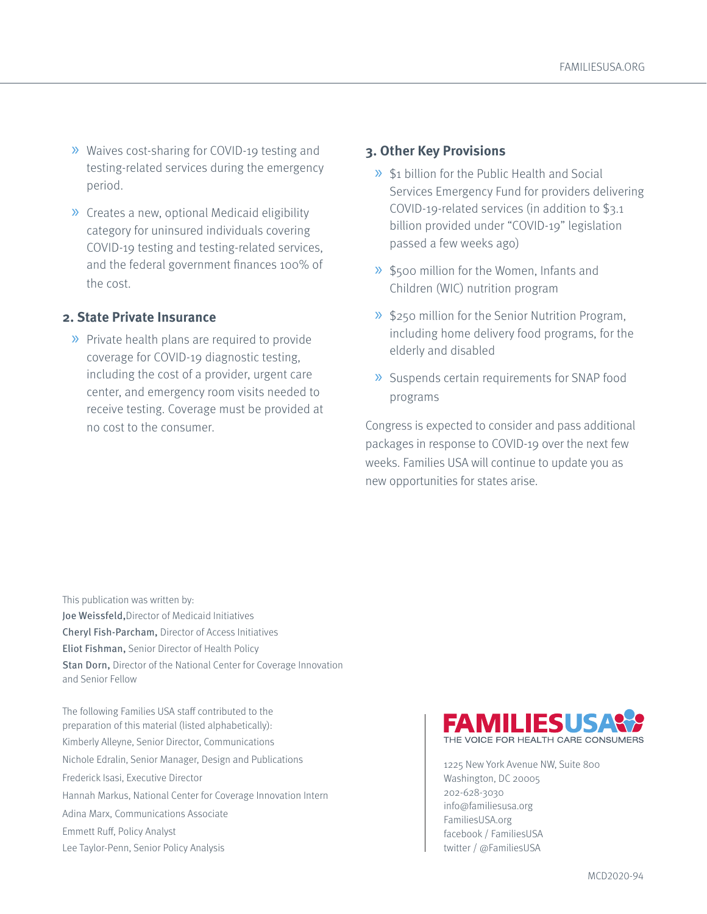- Waives cost-sharing for COVID-19 testing and testing-related services during the emergency period.
- Creates a new, optional Medicaid eligibility category for uninsured individuals covering COVID-19 testing and testing-related services, and the federal government finances 100% of the cost.

## 2. State Private Insurance

- Private health plans are required to provide coverage for COVID-19 diagnostic testing, including the cost of a provider, urgent care center, and emergency room visits needed to receive testing. Coverage must be provided at no cost to the consumer.

## 3. Other Key Provisions

- $1 billion for the Public Health and Social Services Emergency Fund for providers delivering COVID-19-related services (in addition to $3.1 billion provided under "COVID-19" legislation passed a few weeks ago)
- $500 million for the Women, Infants and Children (WIC) nutrition program
- $250 million for the Senior Nutrition Program, including home delivery food programs, for the elderly and disabled
- Suspends certain requirements for SNAP food programs

Congress is expected to consider and pass additional packages in response to COVID-19 over the next few weeks. Families USA will continue to update you as new opportunities for states arise.

This publication was written by:
**Joe Weissfeld,** Director of Medicaid Initiatives
**Cheryl Fish-Parcham,** Director of Access Initiatives
**Eliot Fishman,** Senior Director of Health Policy
**Stan Dorn,** Director of the National Center for Coverage Innovation and Senior Fellow

The following Families USA staff contributed to the preparation of this material (listed alphabetically):
Kimberly Alleyne, Senior Director, Communications
Nichole Edralin, Senior Manager, Design and Publications
Frederick Isasi, Executive Director
Hannah Markus, National Center for Coverage Innovation Intern
Adina Marx, Communications Associate
Emmett Ruff, Policy Analyst
Lee Taylor-Penn, Senior Policy Analysis

**FAMILIESUSA**
THE VOICE FOR HEALTH CARE CONSUMERS

1225 New York Avenue NW, Suite 800
Washington, DC 20005
202-628-3030
info@familiesusa.org
FamiliesUSA.org
facebook / FamiliesUSA
twitter / @FamiliesUSA

MCD2020-94